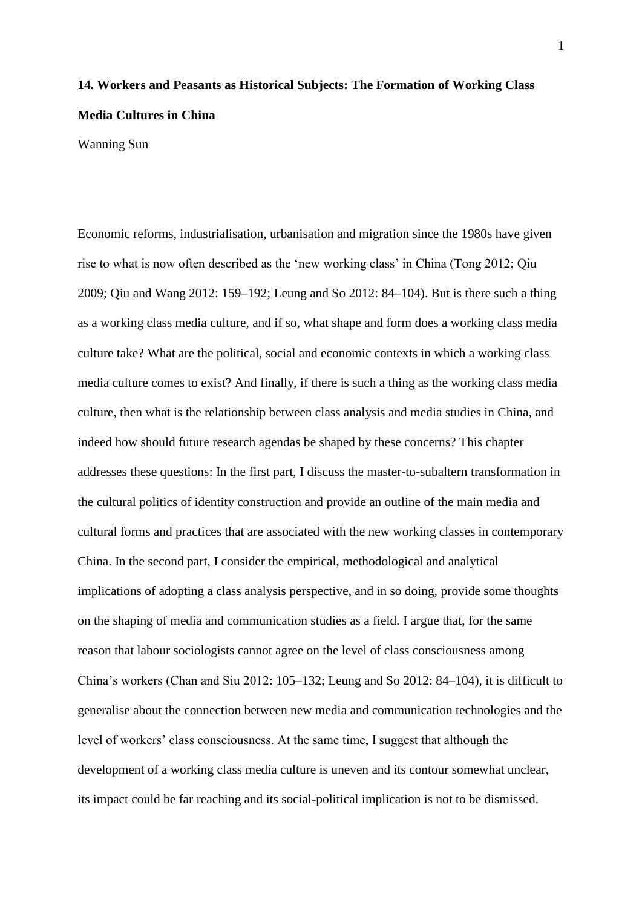# 14. Workers and Peasants as Historical Subjects: The Formation of Working Class Media Cultures in China

Wanning Sun

Economic reforms, industrialisation, urbanisation and migration since the 1980s have given rise to what is now often described as the 'new working class' in China (Tong 2012; Qiu 2009; Qiu and Wang 2012: 159–192; Leung and So 2012: 84–104). But is there such a thing as a working class media culture, and if so, what shape and form does a working class media culture take? What are the political, social and economic contexts in which a working class media culture comes to exist? And finally, if there is such a thing as the working class media culture, then what is the relationship between class analysis and media studies in China, and indeed how should future research agendas be shaped by these concerns? This chapter addresses these questions: In the first part, I discuss the master-to-subaltern transformation in the cultural politics of identity construction and provide an outline of the main media and cultural forms and practices that are associated with the new working classes in contemporary China. In the second part, I consider the empirical, methodological and analytical implications of adopting a class analysis perspective, and in so doing, provide some thoughts on the shaping of media and communication studies as a field. I argue that, for the same reason that labour sociologists cannot agree on the level of class consciousness among China's workers (Chan and Siu 2012: 105–132; Leung and So 2012: 84–104), it is difficult to generalise about the connection between new media and communication technologies and the level of workers' class consciousness. At the same time, I suggest that although the development of a working class media culture is uneven and its contour somewhat unclear, its impact could be far reaching and its social-political implication is not to be dismissed.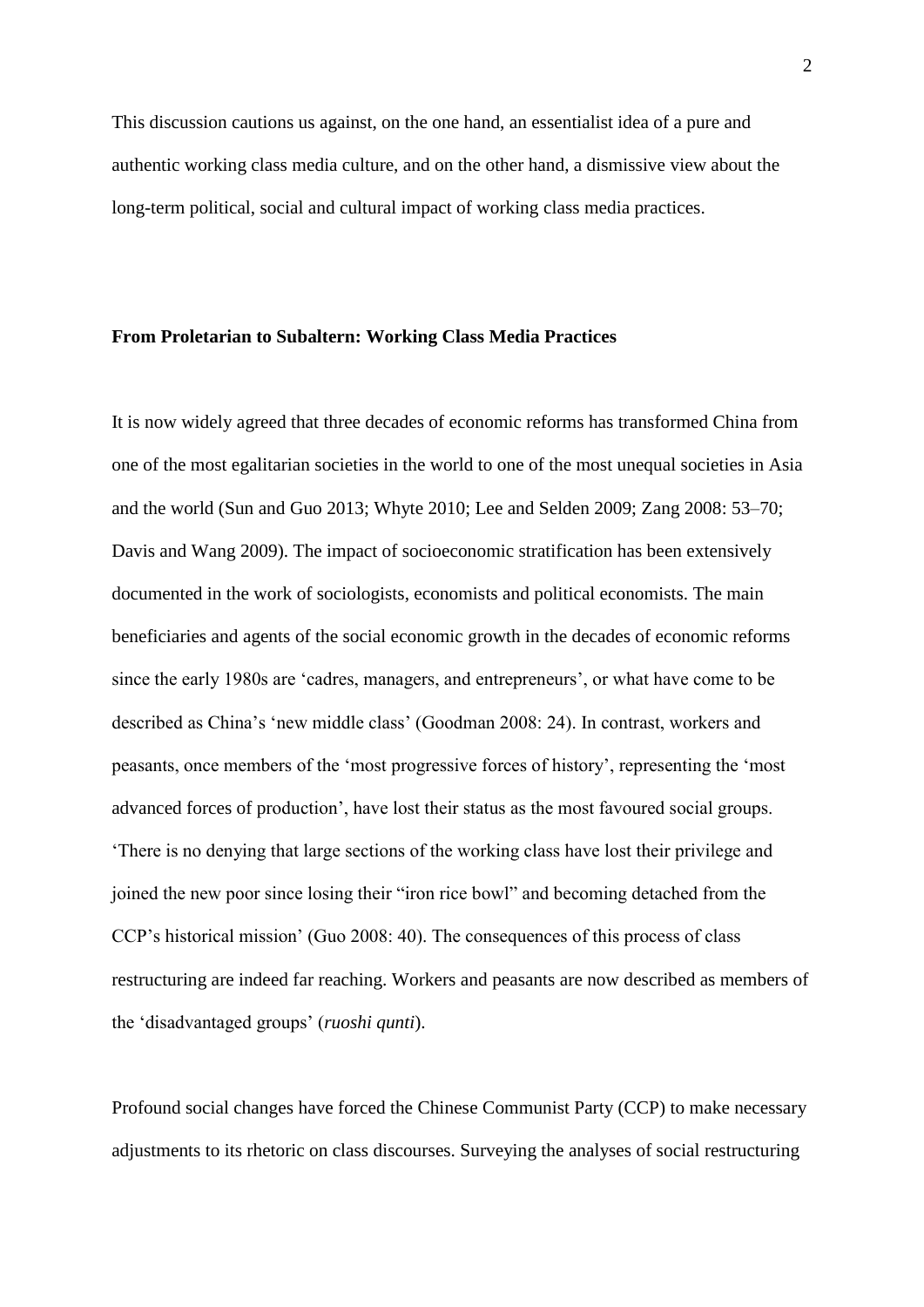This discussion cautions us against, on the one hand, an essentialist idea of a pure and authentic working class media culture, and on the other hand, a dismissive view about the long-term political, social and cultural impact of working class media practices.

## From Proletarian to Subaltern: Working Class Media Practices

It is now widely agreed that three decades of economic reforms has transformed China from one of the most egalitarian societies in the world to one of the most unequal societies in Asia and the world (Sun and Guo 2013; Whyte 2010; Lee and Selden 2009; Zang 2008: 53–70; Davis and Wang 2009). The impact of socioeconomic stratification has been extensively documented in the work of sociologists, economists and political economists. The main beneficiaries and agents of the social economic growth in the decades of economic reforms since the early 1980s are 'cadres, managers, and entrepreneurs', or what have come to be described as China's 'new middle class' (Goodman 2008: 24). In contrast, workers and peasants, once members of the 'most progressive forces of history', representing the 'most advanced forces of production', have lost their status as the most favoured social groups. 'There is no denying that large sections of the working class have lost their privilege and joined the new poor since losing their "iron rice bowl" and becoming detached from the CCP's historical mission' (Guo 2008: 40). The consequences of this process of class restructuring are indeed far reaching. Workers and peasants are now described as members of the 'disadvantaged groups' (*ruoshi qunti*).

Profound social changes have forced the Chinese Communist Party (CCP) to make necessary adjustments to its rhetoric on class discourses. Surveying the analyses of social restructuring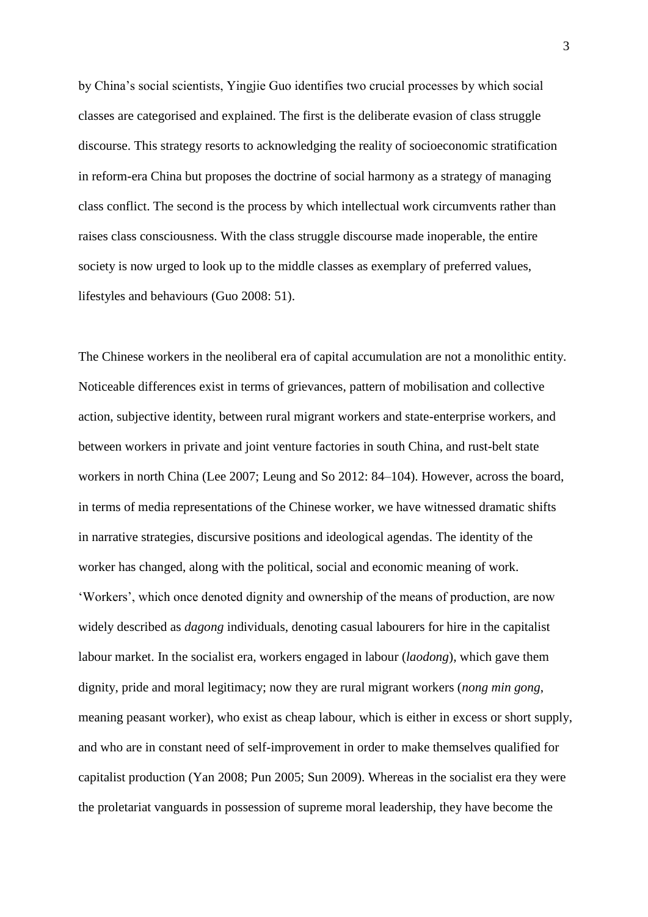by China's social scientists, Yingjie Guo identifies two crucial processes by which social classes are categorised and explained. The first is the deliberate evasion of class struggle discourse. This strategy resorts to acknowledging the reality of socioeconomic stratification in reform-era China but proposes the doctrine of social harmony as a strategy of managing class conflict. The second is the process by which intellectual work circumvents rather than raises class consciousness. With the class struggle discourse made inoperable, the entire society is now urged to look up to the middle classes as exemplary of preferred values, lifestyles and behaviours (Guo 2008: 51).

The Chinese workers in the neoliberal era of capital accumulation are not a monolithic entity. Noticeable differences exist in terms of grievances, pattern of mobilisation and collective action, subjective identity, between rural migrant workers and state-enterprise workers, and between workers in private and joint venture factories in south China, and rust-belt state workers in north China (Lee 2007; Leung and So 2012: 84–104). However, across the board, in terms of media representations of the Chinese worker, we have witnessed dramatic shifts in narrative strategies, discursive positions and ideological agendas. The identity of the worker has changed, along with the political, social and economic meaning of work. 'Workers', which once denoted dignity and ownership of the means of production, are now widely described as *dagong* individuals, denoting casual labourers for hire in the capitalist labour market. In the socialist era, workers engaged in labour (*laodong*), which gave them dignity, pride and moral legitimacy; now they are rural migrant workers (*nong min gong*, meaning peasant worker), who exist as cheap labour, which is either in excess or short supply, and who are in constant need of self-improvement in order to make themselves qualified for capitalist production (Yan 2008; Pun 2005; Sun 2009). Whereas in the socialist era they were the proletariat vanguards in possession of supreme moral leadership, they have become the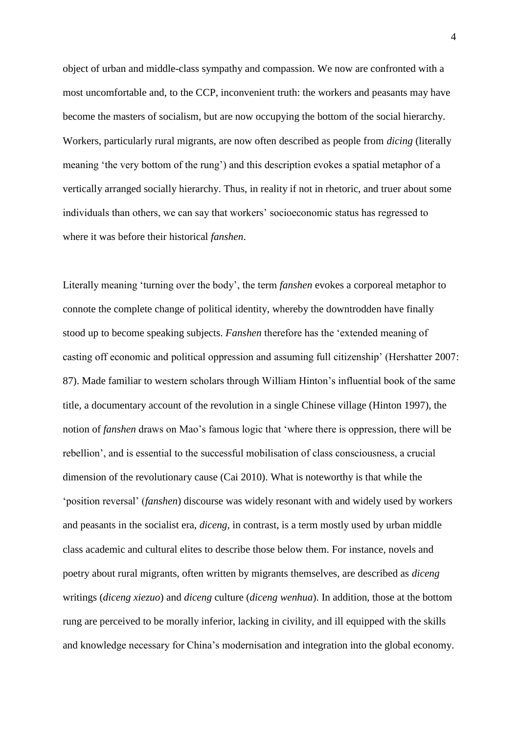object of urban and middle-class sympathy and compassion. We now are confronted with a most uncomfortable and, to the CCP, inconvenient truth: the workers and peasants may have become the masters of socialism, but are now occupying the bottom of the social hierarchy. Workers, particularly rural migrants, are now often described as people from *dicing* (literally meaning 'the very bottom of the rung') and this description evokes a spatial metaphor of a vertically arranged socially hierarchy. Thus, in reality if not in rhetoric, and truer about some individuals than others, we can say that workers' socioeconomic status has regressed to where it was before their historical *fanshen*.

Literally meaning 'turning over the body', the term *fanshen* evokes a corporeal metaphor to connote the complete change of political identity, whereby the downtrodden have finally stood up to become speaking subjects. *Fanshen* therefore has the 'extended meaning of casting off economic and political oppression and assuming full citizenship' (Hershatter 2007: 87). Made familiar to western scholars through William Hinton's influential book of the same title, a documentary account of the revolution in a single Chinese village (Hinton 1997), the notion of *fanshen* draws on Mao's famous logic that 'where there is oppression, there will be rebellion', and is essential to the successful mobilisation of class consciousness, a crucial dimension of the revolutionary cause (Cai 2010). What is noteworthy is that while the 'position reversal' (*fanshen*) discourse was widely resonant with and widely used by workers and peasants in the socialist era, *diceng*, in contrast, is a term mostly used by urban middle class academic and cultural elites to describe those below them. For instance, novels and poetry about rural migrants, often written by migrants themselves, are described as *diceng* writings (*diceng xiezuo*) and *diceng* culture (*diceng wenhua*). In addition, those at the bottom rung are perceived to be morally inferior, lacking in civility, and ill equipped with the skills and knowledge necessary for China's modernisation and integration into the global economy.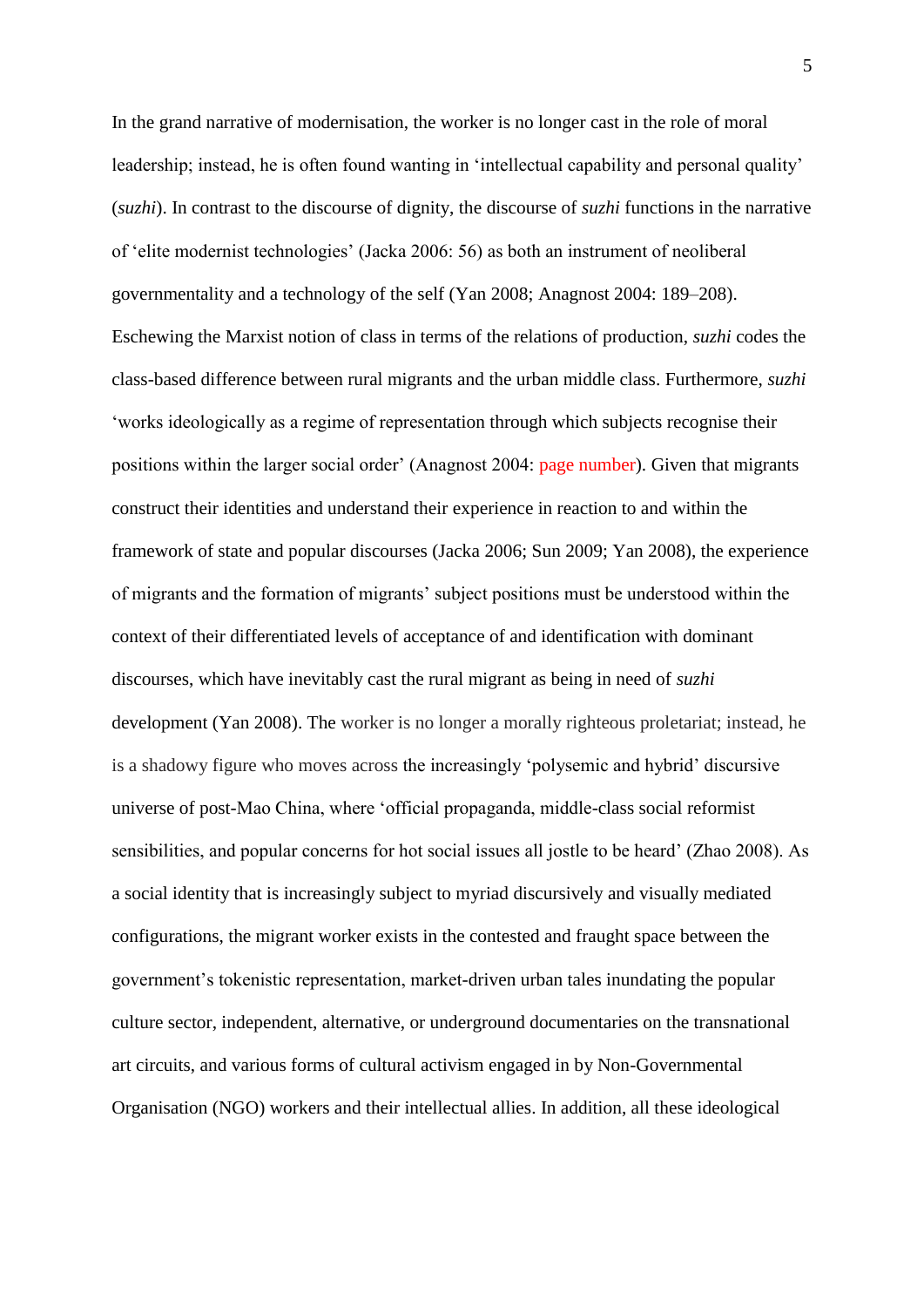In the grand narrative of modernisation, the worker is no longer cast in the role of moral leadership; instead, he is often found wanting in 'intellectual capability and personal quality' (*suzhi*). In contrast to the discourse of dignity, the discourse of *suzhi* functions in the narrative of 'elite modernist technologies' (Jacka 2006: 56) as both an instrument of neoliberal governmentality and a technology of the self (Yan 2008; Anagnost 2004: 189–208). Eschewing the Marxist notion of class in terms of the relations of production, *suzhi* codes the class-based difference between rural migrants and the urban middle class. Furthermore, *suzhi* 'works ideologically as a regime of representation through which subjects recognise their positions within the larger social order' (Anagnost 2004: page number). Given that migrants construct their identities and understand their experience in reaction to and within the framework of state and popular discourses (Jacka 2006; Sun 2009; Yan 2008), the experience of migrants and the formation of migrants' subject positions must be understood within the context of their differentiated levels of acceptance of and identification with dominant discourses, which have inevitably cast the rural migrant as being in need of *suzhi* development (Yan 2008). The worker is no longer a morally righteous proletariat; instead, he is a shadowy figure who moves across the increasingly 'polysemic and hybrid' discursive universe of post-Mao China, where 'official propaganda, middle-class social reformist sensibilities, and popular concerns for hot social issues all jostle to be heard' (Zhao 2008). As a social identity that is increasingly subject to myriad discursively and visually mediated configurations, the migrant worker exists in the contested and fraught space between the government's tokenistic representation, market-driven urban tales inundating the popular culture sector, independent, alternative, or underground documentaries on the transnational art circuits, and various forms of cultural activism engaged in by Non-Governmental Organisation (NGO) workers and their intellectual allies. In addition, all these ideological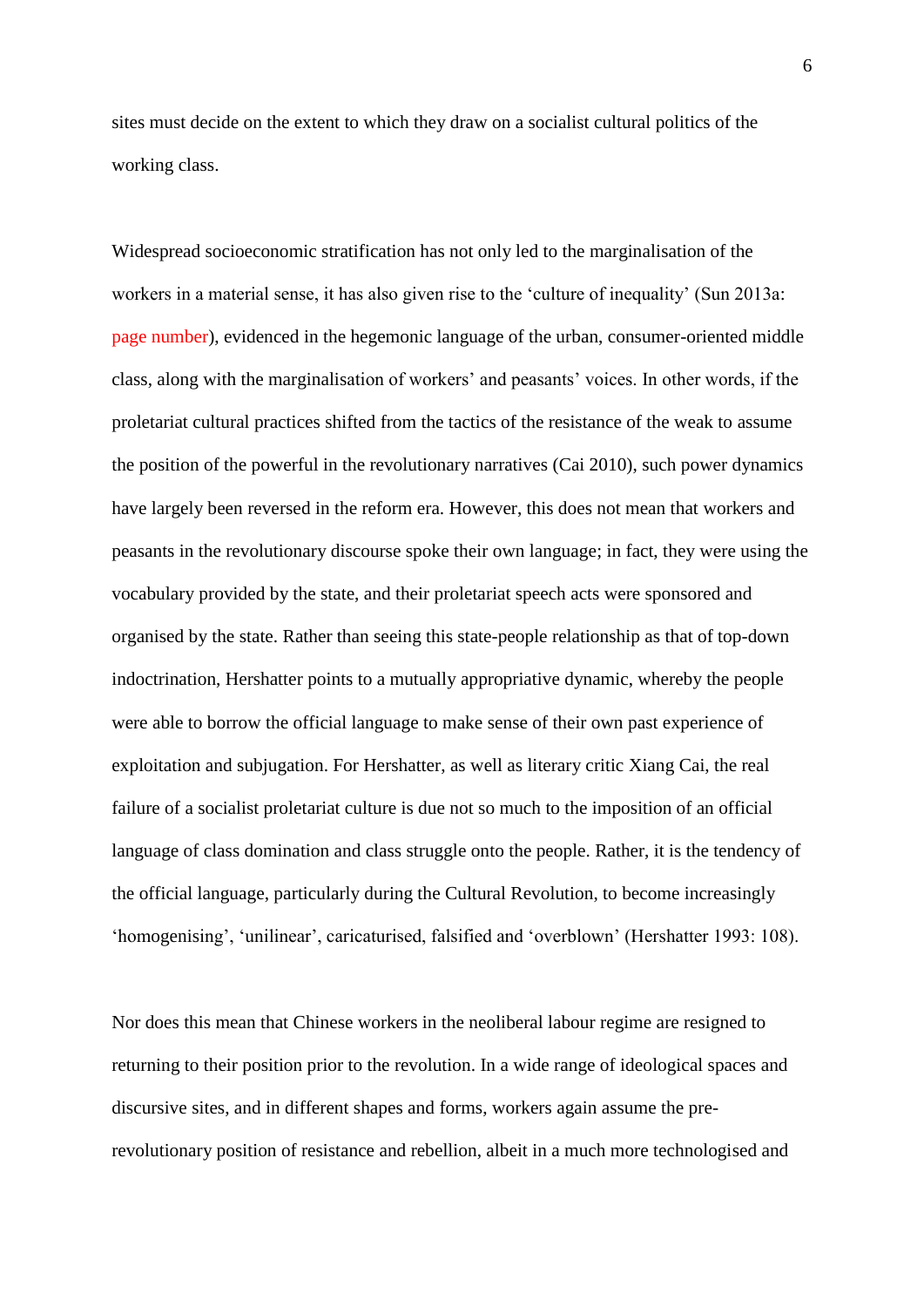sites must decide on the extent to which they draw on a socialist cultural politics of the working class.

Widespread socioeconomic stratification has not only led to the marginalisation of the workers in a material sense, it has also given rise to the 'culture of inequality' (Sun 2013a: page number), evidenced in the hegemonic language of the urban, consumer-oriented middle class, along with the marginalisation of workers' and peasants' voices. In other words, if the proletariat cultural practices shifted from the tactics of the resistance of the weak to assume the position of the powerful in the revolutionary narratives (Cai 2010), such power dynamics have largely been reversed in the reform era. However, this does not mean that workers and peasants in the revolutionary discourse spoke their own language; in fact, they were using the vocabulary provided by the state, and their proletariat speech acts were sponsored and organised by the state. Rather than seeing this state-people relationship as that of top-down indoctrination, Hershatter points to a mutually appropriative dynamic, whereby the people were able to borrow the official language to make sense of their own past experience of exploitation and subjugation. For Hershatter, as well as literary critic Xiang Cai, the real failure of a socialist proletariat culture is due not so much to the imposition of an official language of class domination and class struggle onto the people. Rather, it is the tendency of the official language, particularly during the Cultural Revolution, to become increasingly 'homogenising', 'unilinear', caricatured, falsified and 'overblown' (Hershatter 1993: 108).

Nor does this mean that Chinese workers in the neoliberal labour regime are resigned to returning to their position prior to the revolution. In a wide range of ideological spaces and discursive sites, and in different shapes and forms, workers again assume the pre-revolutionary position of resistance and rebellion, albeit in a much more technologised and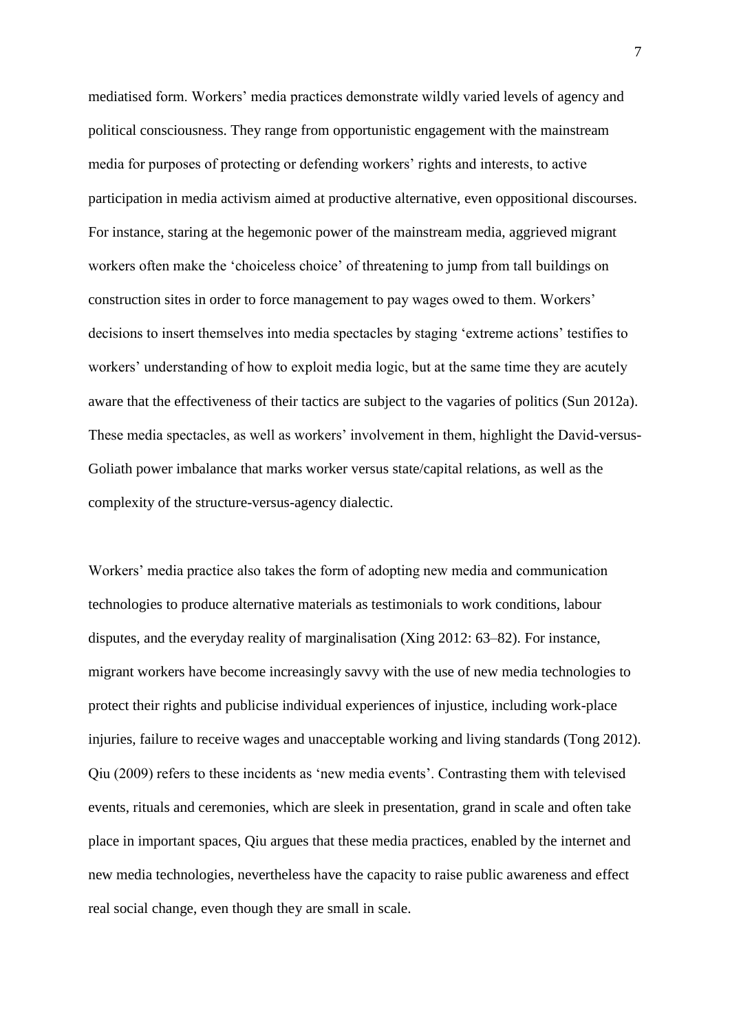mediatised form. Workers' media practices demonstrate wildly varied levels of agency and political consciousness. They range from opportunistic engagement with the mainstream media for purposes of protecting or defending workers' rights and interests, to active participation in media activism aimed at productive alternative, even oppositional discourses. For instance, staring at the hegemonic power of the mainstream media, aggrieved migrant workers often make the 'choiceless choice' of threatening to jump from tall buildings on construction sites in order to force management to pay wages owed to them. Workers' decisions to insert themselves into media spectacles by staging 'extreme actions' testifies to workers' understanding of how to exploit media logic, but at the same time they are acutely aware that the effectiveness of their tactics are subject to the vagaries of politics (Sun 2012a). These media spectacles, as well as workers' involvement in them, highlight the David-versus-Goliath power imbalance that marks worker versus state/capital relations, as well as the complexity of the structure-versus-agency dialectic.

Workers' media practice also takes the form of adopting new media and communication technologies to produce alternative materials as testimonials to work conditions, labour disputes, and the everyday reality of marginalisation (Xing 2012: 63–82). For instance, migrant workers have become increasingly savvy with the use of new media technologies to protect their rights and publicise individual experiences of injustice, including work-place injuries, failure to receive wages and unacceptable working and living standards (Tong 2012). Qiu (2009) refers to these incidents as 'new media events'. Contrasting them with televised events, rituals and ceremonies, which are sleek in presentation, grand in scale and often take place in important spaces, Qiu argues that these media practices, enabled by the internet and new media technologies, nevertheless have the capacity to raise public awareness and effect real social change, even though they are small in scale.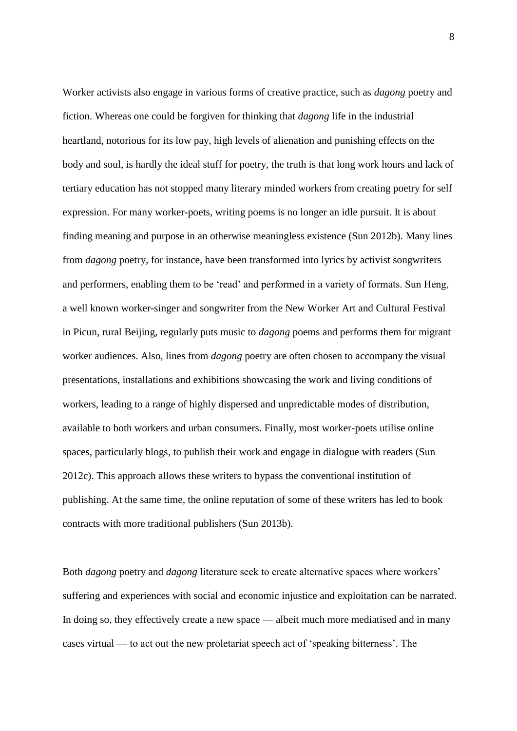Worker activists also engage in various forms of creative practice, such as *dagong* poetry and fiction. Whereas one could be forgiven for thinking that *dagong* life in the industrial heartland, notorious for its low pay, high levels of alienation and punishing effects on the body and soul, is hardly the ideal stuff for poetry, the truth is that long work hours and lack of tertiary education has not stopped many literary minded workers from creating poetry for self expression. For many worker-poets, writing poems is no longer an idle pursuit. It is about finding meaning and purpose in an otherwise meaningless existence (Sun 2012b). Many lines from *dagong* poetry, for instance, have been transformed into lyrics by activist songwriters and performers, enabling them to be 'read' and performed in a variety of formats. Sun Heng, a well known worker-singer and songwriter from the New Worker Art and Cultural Festival in Picun, rural Beijing, regularly puts music to *dagong* poems and performs them for migrant worker audiences. Also, lines from *dagong* poetry are often chosen to accompany the visual presentations, installations and exhibitions showcasing the work and living conditions of workers, leading to a range of highly dispersed and unpredictable modes of distribution, available to both workers and urban consumers. Finally, most worker-poets utilise online spaces, particularly blogs, to publish their work and engage in dialogue with readers (Sun 2012c). This approach allows these writers to bypass the conventional institution of publishing. At the same time, the online reputation of some of these writers has led to book contracts with more traditional publishers (Sun 2013b).

Both *dagong* poetry and *dagong* literature seek to create alternative spaces where workers' suffering and experiences with social and economic injustice and exploitation can be narrated. In doing so, they effectively create a new space — albeit much more mediatised and in many cases virtual — to act out the new proletariat speech act of 'speaking bitterness'. The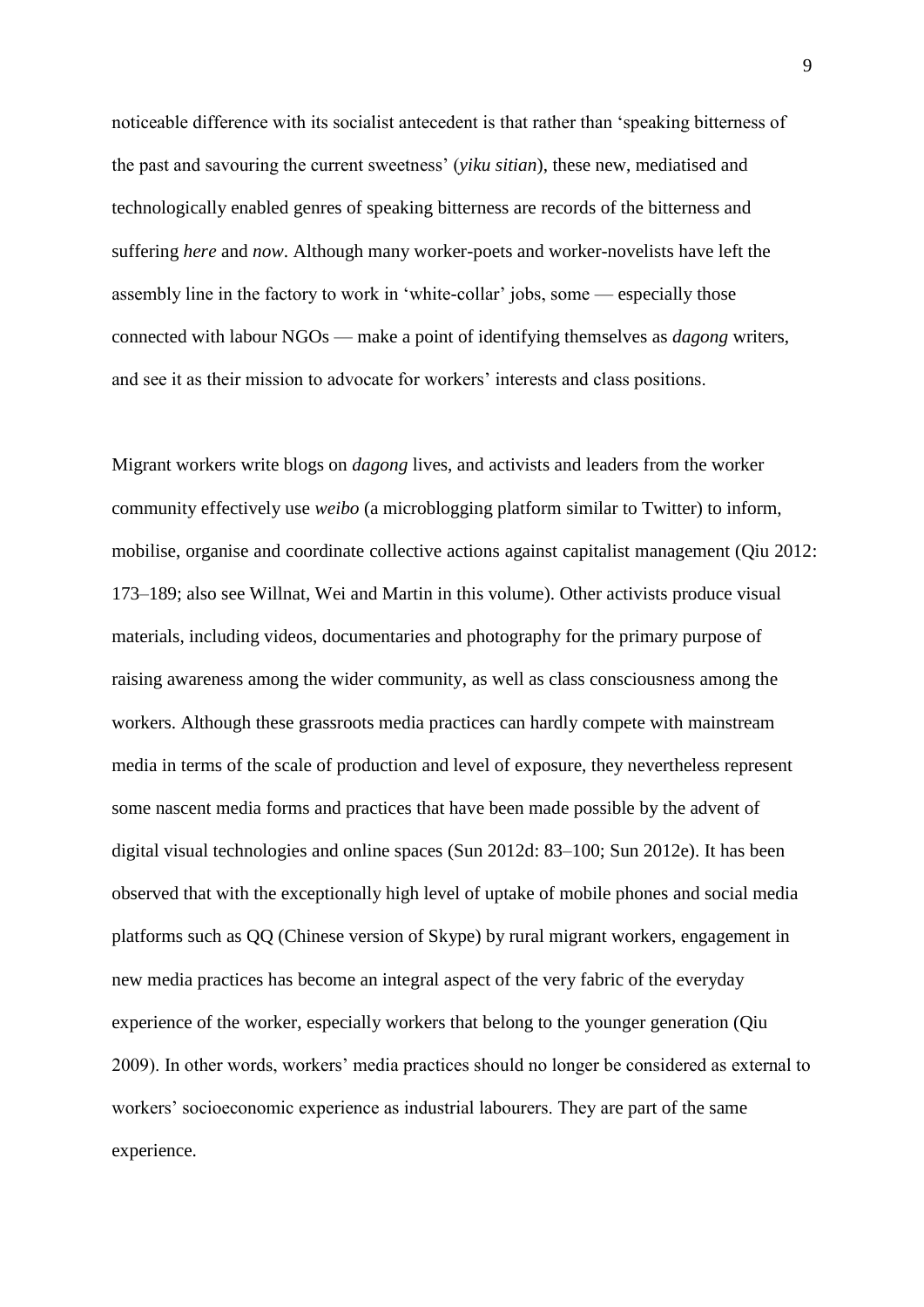noticeable difference with its socialist antecedent is that rather than 'speaking bitterness of the past and savouring the current sweetness' (*yiku sitian*), these new, mediatised and technologically enabled genres of speaking bitterness are records of the bitterness and suffering *here* and *now*. Although many worker-poets and worker-novelists have left the assembly line in the factory to work in 'white-collar' jobs, some — especially those connected with labour NGOs — make a point of identifying themselves as *dagong* writers, and see it as their mission to advocate for workers' interests and class positions.

Migrant workers write blogs on *dagong* lives, and activists and leaders from the worker community effectively use *weibo* (a microblogging platform similar to Twitter) to inform, mobilise, organise and coordinate collective actions against capitalist management (Qiu 2012: 173–189; also see Willnat, Wei and Martin in this volume). Other activists produce visual materials, including videos, documentaries and photography for the primary purpose of raising awareness among the wider community, as well as class consciousness among the workers. Although these grassroots media practices can hardly compete with mainstream media in terms of the scale of production and level of exposure, they nevertheless represent some nascent media forms and practices that have been made possible by the advent of digital visual technologies and online spaces (Sun 2012d: 83–100; Sun 2012e). It has been observed that with the exceptionally high level of uptake of mobile phones and social media platforms such as QQ (Chinese version of Skype) by rural migrant workers, engagement in new media practices has become an integral aspect of the very fabric of the everyday experience of the worker, especially workers that belong to the younger generation (Qiu 2009). In other words, workers' media practices should no longer be considered as external to workers' socioeconomic experience as industrial labourers. They are part of the same experience.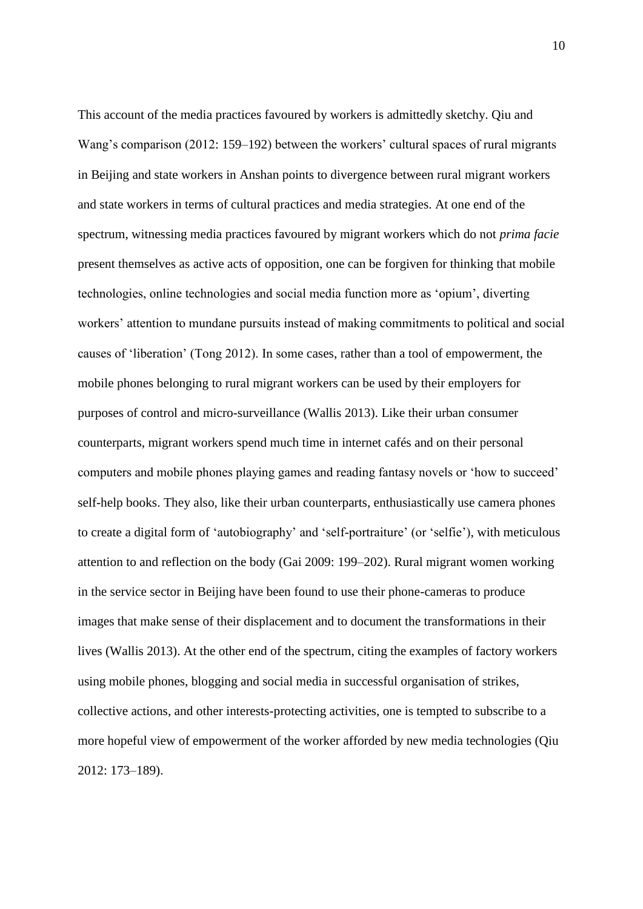This account of the media practices favoured by workers is admittedly sketchy. Qiu and Wang's comparison (2012: 159–192) between the workers' cultural spaces of rural migrants in Beijing and state workers in Anshan points to divergence between rural migrant workers and state workers in terms of cultural practices and media strategies. At one end of the spectrum, witnessing media practices favoured by migrant workers which do not *prima facie* present themselves as active acts of opposition, one can be forgiven for thinking that mobile technologies, online technologies and social media function more as 'opium', diverting workers' attention to mundane pursuits instead of making commitments to political and social causes of 'liberation' (Tong 2012). In some cases, rather than a tool of empowerment, the mobile phones belonging to rural migrant workers can be used by their employers for purposes of control and micro-surveillance (Wallis 2013). Like their urban consumer counterparts, migrant workers spend much time in internet cafés and on their personal computers and mobile phones playing games and reading fantasy novels or 'how to succeed' self-help books. They also, like their urban counterparts, enthusiastically use camera phones to create a digital form of 'autobiography' and 'self-portraiture' (or 'selfie'), with meticulous attention to and reflection on the body (Gai 2009: 199–202). Rural migrant women working in the service sector in Beijing have been found to use their phone-cameras to produce images that make sense of their displacement and to document the transformations in their lives (Wallis 2013). At the other end of the spectrum, citing the examples of factory workers using mobile phones, blogging and social media in successful organisation of strikes, collective actions, and other interests-protecting activities, one is tempted to subscribe to a more hopeful view of empowerment of the worker afforded by new media technologies (Qiu 2012: 173–189).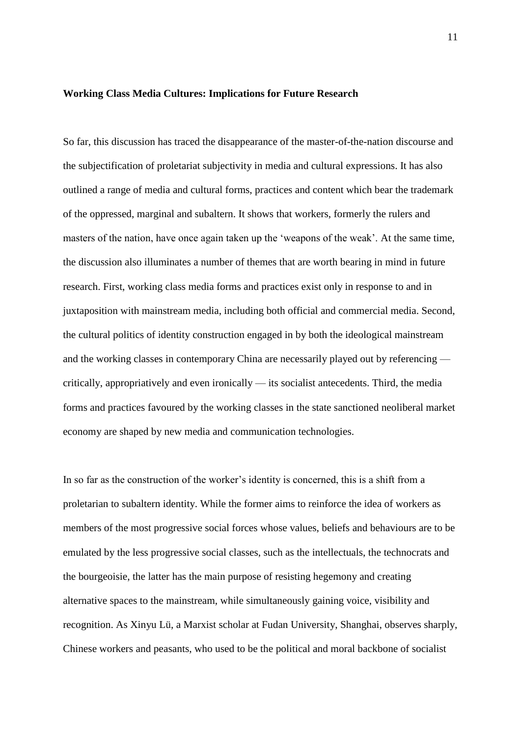**Working Class Media Cultures: Implications for Future Research**

So far, this discussion has traced the disappearance of the master-of-the-nation discourse and the subjectification of proletariat subjectivity in media and cultural expressions. It has also outlined a range of media and cultural forms, practices and content which bear the trademark of the oppressed, marginal and subaltern. It shows that workers, formerly the rulers and masters of the nation, have once again taken up the 'weapons of the weak'. At the same time, the discussion also illuminates a number of themes that are worth bearing in mind in future research. First, working class media forms and practices exist only in response to and in juxtaposition with mainstream media, including both official and commercial media. Second, the cultural politics of identity construction engaged in by both the ideological mainstream and the working classes in contemporary China are necessarily played out by referencing — critically, appropriatively and even ironically — its socialist antecedents. Third, the media forms and practices favoured by the working classes in the state sanctioned neoliberal market economy are shaped by new media and communication technologies.

In so far as the construction of the worker's identity is concerned, this is a shift from a proletarian to subaltern identity. While the former aims to reinforce the idea of workers as members of the most progressive social forces whose values, beliefs and behaviours are to be emulated by the less progressive social classes, such as the intellectuals, the technocrats and the bourgeoisie, the latter has the main purpose of resisting hegemony and creating alternative spaces to the mainstream, while simultaneously gaining voice, visibility and recognition. As Xinyu Lü, a Marxist scholar at Fudan University, Shanghai, observes sharply, Chinese workers and peasants, who used to be the political and moral backbone of socialist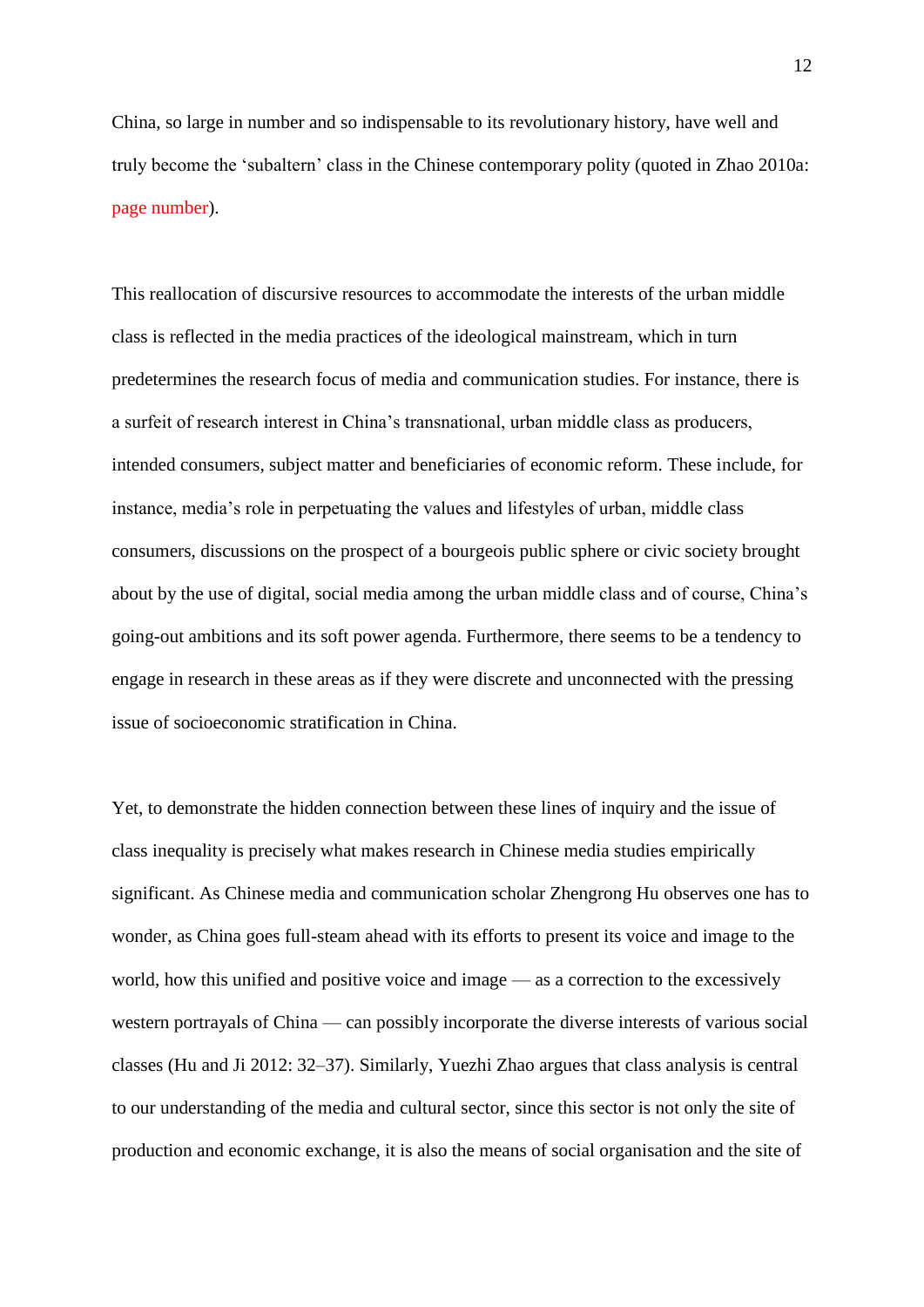China, so large in number and so indispensable to its revolutionary history, have well and truly become the 'subaltern' class in the Chinese contemporary polity (quoted in Zhao 2010a: page number).

This reallocation of discursive resources to accommodate the interests of the urban middle class is reflected in the media practices of the ideological mainstream, which in turn predetermines the research focus of media and communication studies. For instance, there is a surfeit of research interest in China's transnational, urban middle class as producers, intended consumers, subject matter and beneficiaries of economic reform. These include, for instance, media's role in perpetuating the values and lifestyles of urban, middle class consumers, discussions on the prospect of a bourgeois public sphere or civic society brought about by the use of digital, social media among the urban middle class and of course, China's going-out ambitions and its soft power agenda. Furthermore, there seems to be a tendency to engage in research in these areas as if they were discrete and unconnected with the pressing issue of socioeconomic stratification in China.

Yet, to demonstrate the hidden connection between these lines of inquiry and the issue of class inequality is precisely what makes research in Chinese media studies empirically significant. As Chinese media and communication scholar Zhengrong Hu observes one has to wonder, as China goes full-steam ahead with its efforts to present its voice and image to the world, how this unified and positive voice and image — as a correction to the excessively western portrayals of China — can possibly incorporate the diverse interests of various social classes (Hu and Ji 2012: 32–37). Similarly, Yuezhi Zhao argues that class analysis is central to our understanding of the media and cultural sector, since this sector is not only the site of production and economic exchange, it is also the means of social organisation and the site of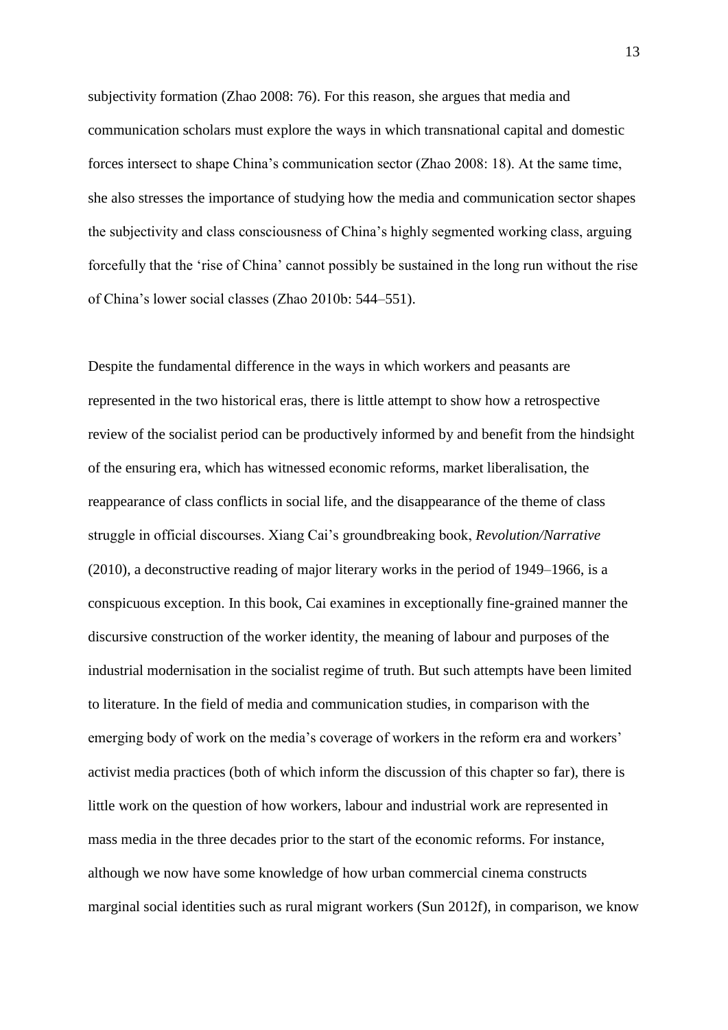subjectivity formation (Zhao 2008: 76). For this reason, she argues that media and communication scholars must explore the ways in which transnational capital and domestic forces intersect to shape China's communication sector (Zhao 2008: 18). At the same time, she also stresses the importance of studying how the media and communication sector shapes the subjectivity and class consciousness of China's highly segmented working class, arguing forcefully that the 'rise of China' cannot possibly be sustained in the long run without the rise of China's lower social classes (Zhao 2010b: 544–551).

Despite the fundamental difference in the ways in which workers and peasants are represented in the two historical eras, there is little attempt to show how a retrospective review of the socialist period can be productively informed by and benefit from the hindsight of the ensuring era, which has witnessed economic reforms, market liberalisation, the reappearance of class conflicts in social life, and the disappearance of the theme of class struggle in official discourses. Xiang Cai's groundbreaking book, *Revolution/Narrative* (2010), a deconstructive reading of major literary works in the period of 1949–1966, is a conspicuous exception. In this book, Cai examines in exceptionally fine-grained manner the discursive construction of the worker identity, the meaning of labour and purposes of the industrial modernisation in the socialist regime of truth. But such attempts have been limited to literature. In the field of media and communication studies, in comparison with the emerging body of work on the media's coverage of workers in the reform era and workers' activist media practices (both of which inform the discussion of this chapter so far), there is little work on the question of how workers, labour and industrial work are represented in mass media in the three decades prior to the start of the economic reforms. For instance, although we now have some knowledge of how urban commercial cinema constructs marginal social identities such as rural migrant workers (Sun 2012f), in comparison, we know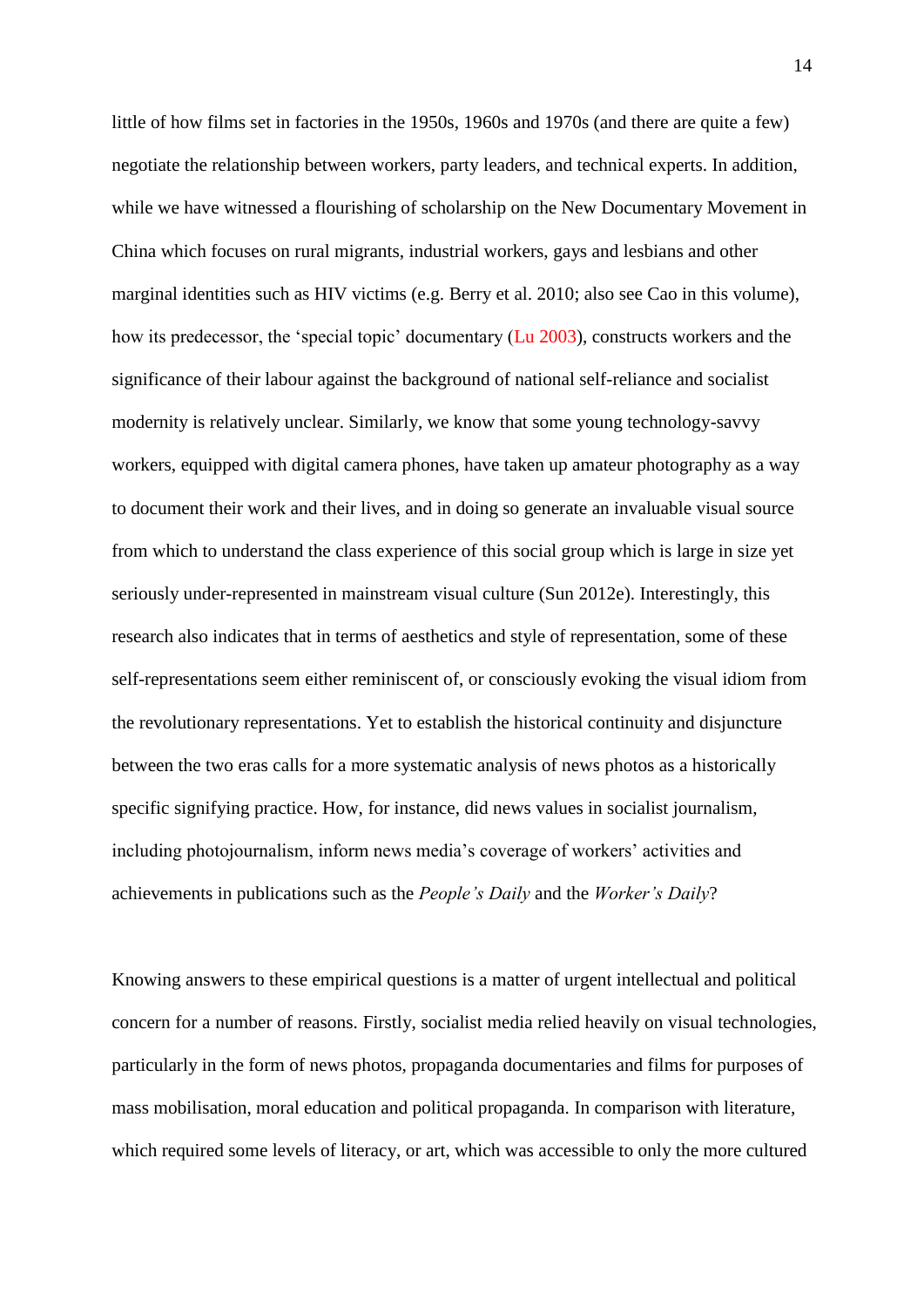little of how films set in factories in the 1950s, 1960s and 1970s (and there are quite a few) negotiate the relationship between workers, party leaders, and technical experts. In addition, while we have witnessed a flourishing of scholarship on the New Documentary Movement in China which focuses on rural migrants, industrial workers, gays and lesbians and other marginal identities such as HIV victims (e.g. Berry et al. 2010; also see Cao in this volume), how its predecessor, the 'special topic' documentary (Lu 2003), constructs workers and the significance of their labour against the background of national self-reliance and socialist modernity is relatively unclear. Similarly, we know that some young technology-savvy workers, equipped with digital camera phones, have taken up amateur photography as a way to document their work and their lives, and in doing so generate an invaluable visual source from which to understand the class experience of this social group which is large in size yet seriously under-represented in mainstream visual culture (Sun 2012e). Interestingly, this research also indicates that in terms of aesthetics and style of representation, some of these self-representations seem either reminiscent of, or consciously evoking the visual idiom from the revolutionary representations. Yet to establish the historical continuity and disjuncture between the two eras calls for a more systematic analysis of news photos as a historically specific signifying practice. How, for instance, did news values in socialist journalism, including photojournalism, inform news media's coverage of workers' activities and achievements in publications such as the *People's Daily* and the *Worker's Daily*?

Knowing answers to these empirical questions is a matter of urgent intellectual and political concern for a number of reasons. Firstly, socialist media relied heavily on visual technologies, particularly in the form of news photos, propaganda documentaries and films for purposes of mass mobilisation, moral education and political propaganda. In comparison with literature, which required some levels of literacy, or art, which was accessible to only the more cultured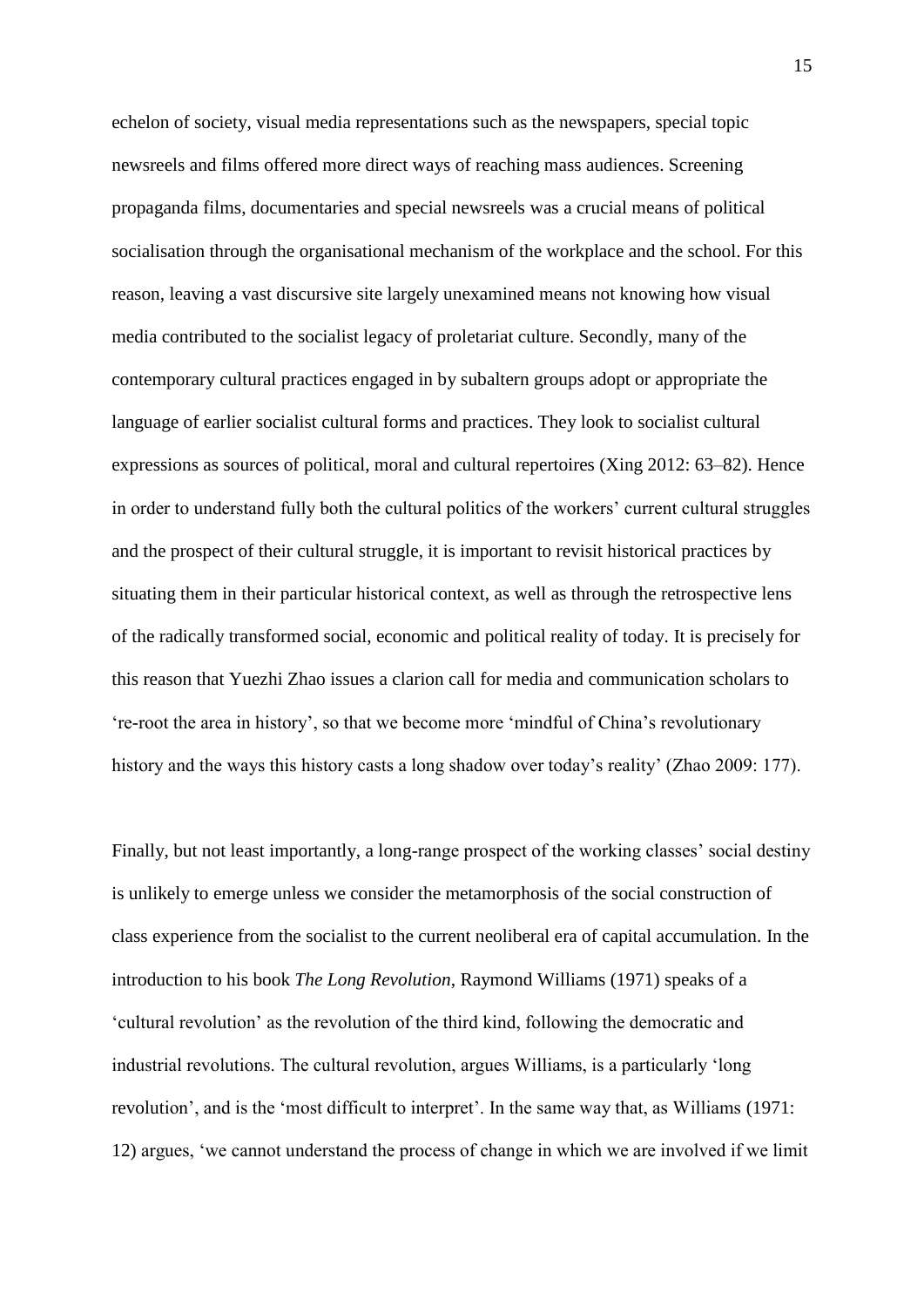echelon of society, visual media representations such as the newspapers, special topic newsreels and films offered more direct ways of reaching mass audiences. Screening propaganda films, documentaries and special newsreels was a crucial means of political socialisation through the organisational mechanism of the workplace and the school. For this reason, leaving a vast discursive site largely unexamined means not knowing how visual media contributed to the socialist legacy of proletariat culture. Secondly, many of the contemporary cultural practices engaged in by subaltern groups adopt or appropriate the language of earlier socialist cultural forms and practices. They look to socialist cultural expressions as sources of political, moral and cultural repertoires (Xing 2012: 63–82). Hence in order to understand fully both the cultural politics of the workers' current cultural struggles and the prospect of their cultural struggle, it is important to revisit historical practices by situating them in their particular historical context, as well as through the retrospective lens of the radically transformed social, economic and political reality of today. It is precisely for this reason that Yuezhi Zhao issues a clarion call for media and communication scholars to 're-root the area in history', so that we become more 'mindful of China's revolutionary history and the ways this history casts a long shadow over today's reality' (Zhao 2009: 177).

Finally, but not least importantly, a long-range prospect of the working classes' social destiny is unlikely to emerge unless we consider the metamorphosis of the social construction of class experience from the socialist to the current neoliberal era of capital accumulation. In the introduction to his book *The Long Revolution*, Raymond Williams (1971) speaks of a 'cultural revolution' as the revolution of the third kind, following the democratic and industrial revolutions. The cultural revolution, argues Williams, is a particularly 'long revolution', and is the 'most difficult to interpret'. In the same way that, as Williams (1971: 12) argues, 'we cannot understand the process of change in which we are involved if we limit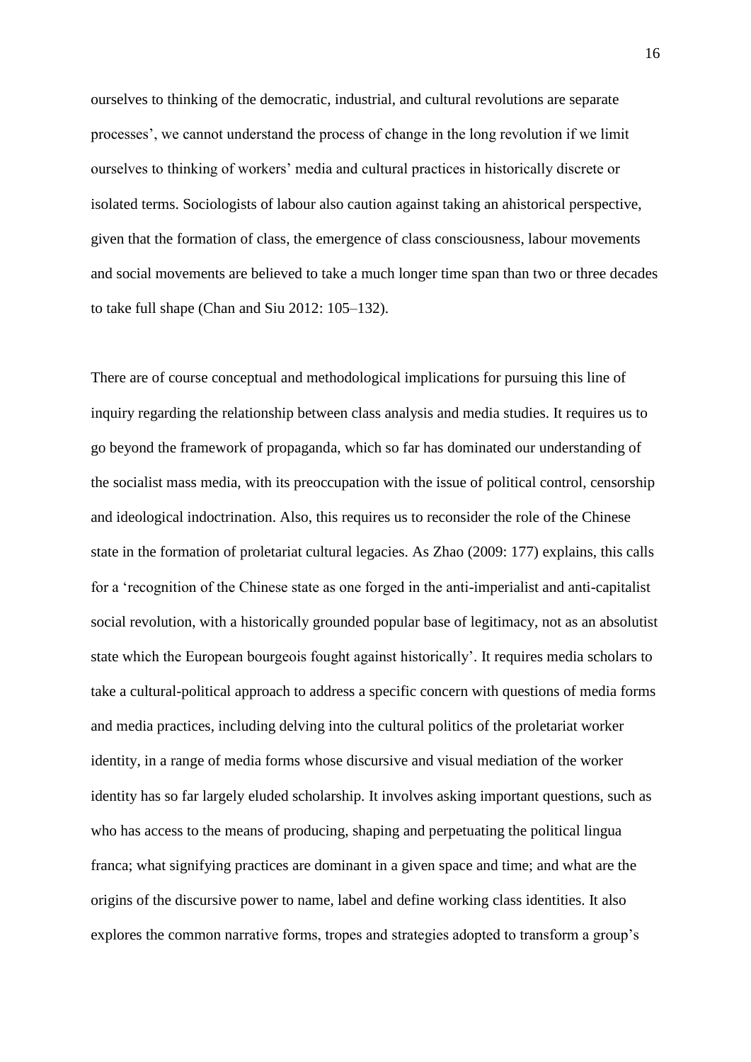ourselves to thinking of the democratic, industrial, and cultural revolutions are separate processes', we cannot understand the process of change in the long revolution if we limit ourselves to thinking of workers' media and cultural practices in historically discrete or isolated terms. Sociologists of labour also caution against taking an ahistorical perspective, given that the formation of class, the emergence of class consciousness, labour movements and social movements are believed to take a much longer time span than two or three decades to take full shape (Chan and Siu 2012: 105–132).

There are of course conceptual and methodological implications for pursuing this line of inquiry regarding the relationship between class analysis and media studies. It requires us to go beyond the framework of propaganda, which so far has dominated our understanding of the socialist mass media, with its preoccupation with the issue of political control, censorship and ideological indoctrination. Also, this requires us to reconsider the role of the Chinese state in the formation of proletariat cultural legacies. As Zhao (2009: 177) explains, this calls for a 'recognition of the Chinese state as one forged in the anti-imperialist and anti-capitalist social revolution, with a historically grounded popular base of legitimacy, not as an absolutist state which the European bourgeois fought against historically'. It requires media scholars to take a cultural-political approach to address a specific concern with questions of media forms and media practices, including delving into the cultural politics of the proletariat worker identity, in a range of media forms whose discursive and visual mediation of the worker identity has so far largely eluded scholarship. It involves asking important questions, such as who has access to the means of producing, shaping and perpetuating the political lingua franca; what signifying practices are dominant in a given space and time; and what are the origins of the discursive power to name, label and define working class identities. It also explores the common narrative forms, tropes and strategies adopted to transform a group's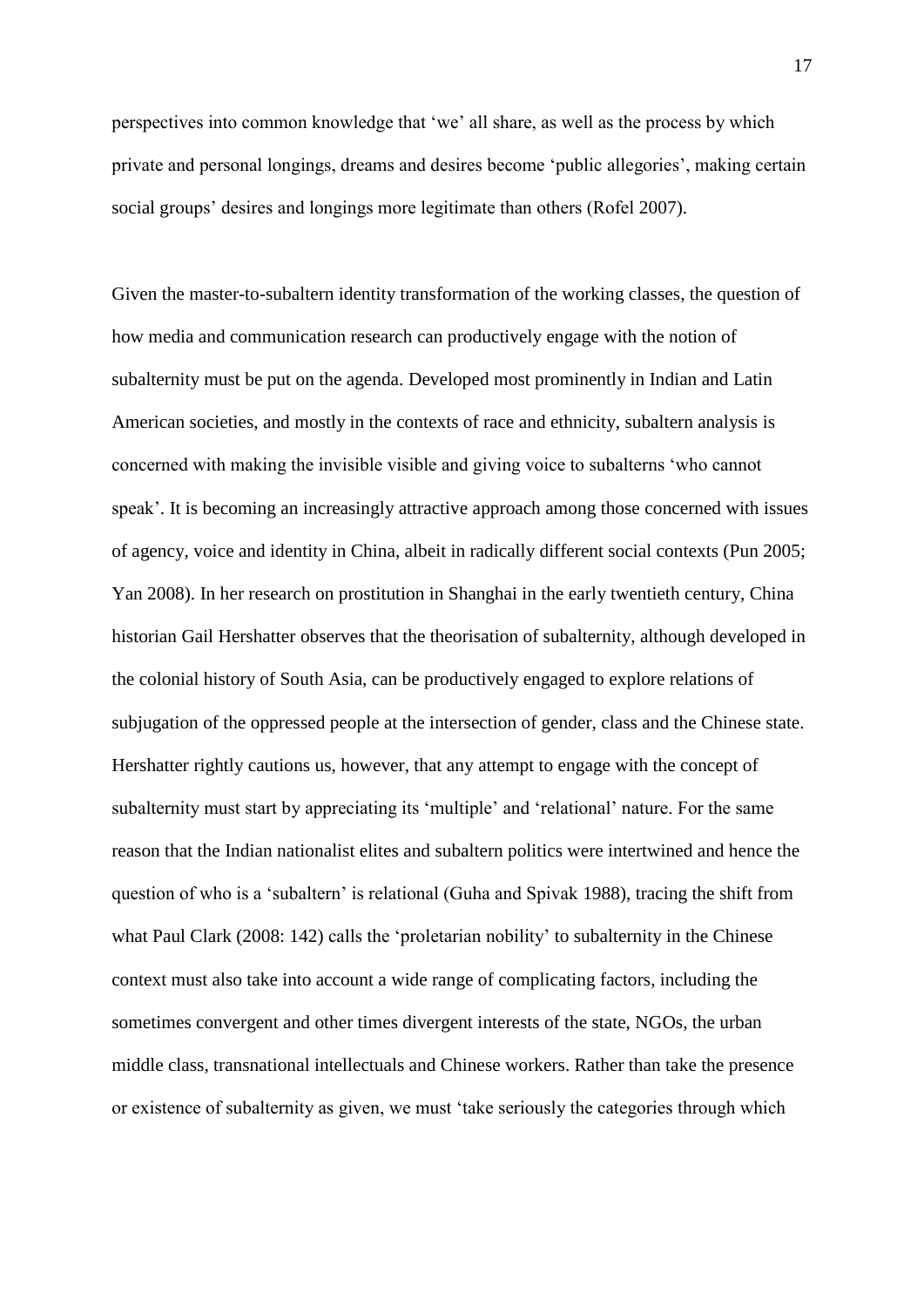perspectives into common knowledge that 'we' all share, as well as the process by which private and personal longings, dreams and desires become 'public allegories', making certain social groups' desires and longings more legitimate than others (Rofel 2007).

Given the master-to-subaltern identity transformation of the working classes, the question of how media and communication research can productively engage with the notion of subalternity must be put on the agenda. Developed most prominently in Indian and Latin American societies, and mostly in the contexts of race and ethnicity, subaltern analysis is concerned with making the invisible visible and giving voice to subalterns 'who cannot speak'. It is becoming an increasingly attractive approach among those concerned with issues of agency, voice and identity in China, albeit in radically different social contexts (Pun 2005; Yan 2008). In her research on prostitution in Shanghai in the early twentieth century, China historian Gail Hershatter observes that the theorisation of subalternity, although developed in the colonial history of South Asia, can be productively engaged to explore relations of subjugation of the oppressed people at the intersection of gender, class and the Chinese state. Hershatter rightly cautions us, however, that any attempt to engage with the concept of subalternity must start by appreciating its 'multiple' and 'relational' nature. For the same reason that the Indian nationalist elites and subaltern politics were intertwined and hence the question of who is a 'subaltern' is relational (Guha and Spivak 1988), tracing the shift from what Paul Clark (2008: 142) calls the 'proletarian nobility' to subalternity in the Chinese context must also take into account a wide range of complicating factors, including the sometimes convergent and other times divergent interests of the state, NGOs, the urban middle class, transnational intellectuals and Chinese workers. Rather than take the presence or existence of subalternity as given, we must 'take seriously the categories through which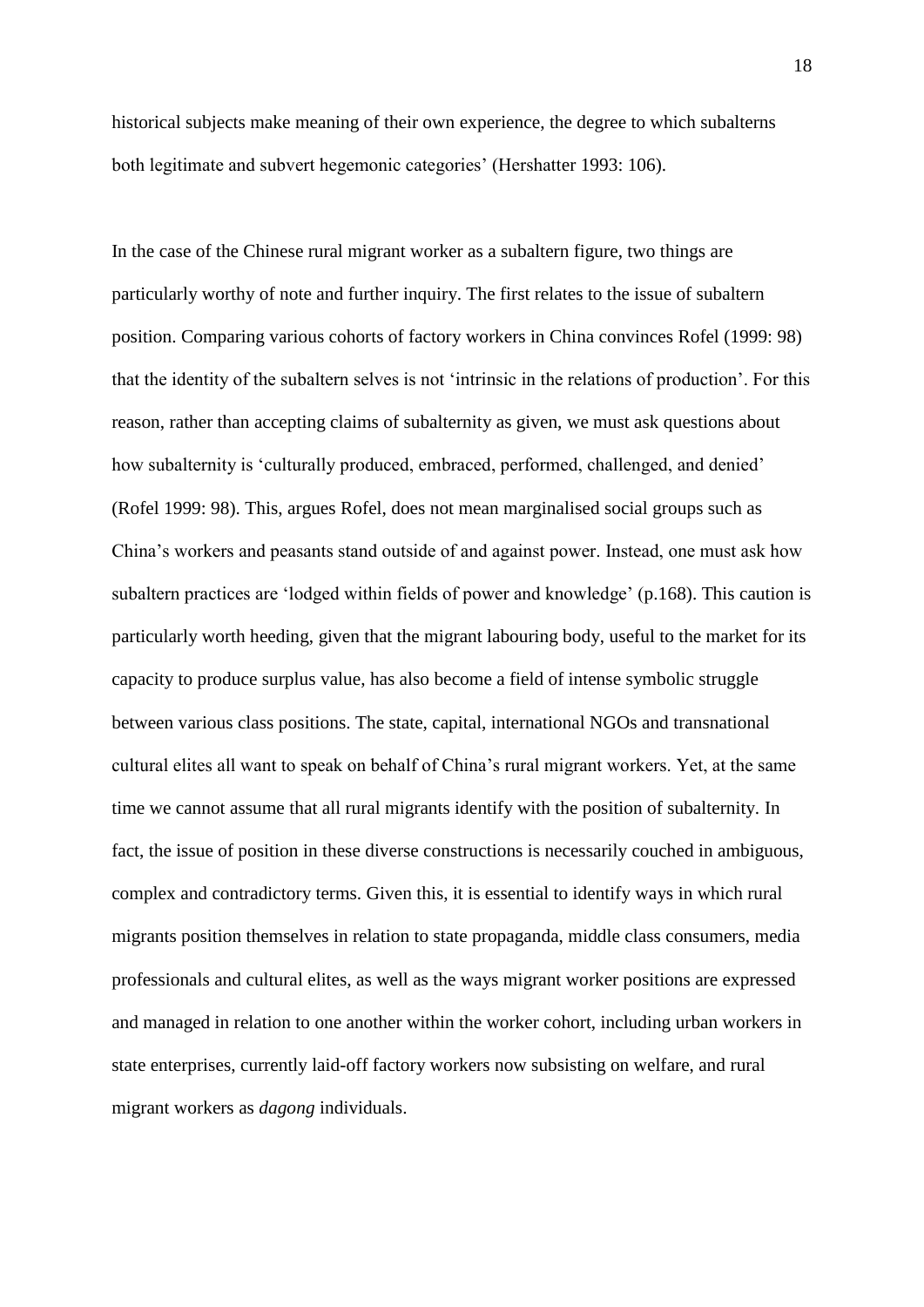historical subjects make meaning of their own experience, the degree to which subalterns both legitimate and subvert hegemonic categories' (Hershatter 1993: 106).

In the case of the Chinese rural migrant worker as a subaltern figure, two things are particularly worthy of note and further inquiry. The first relates to the issue of subaltern position. Comparing various cohorts of factory workers in China convinces Rofel (1999: 98) that the identity of the subaltern selves is not 'intrinsic in the relations of production'. For this reason, rather than accepting claims of subalternity as given, we must ask questions about how subalternity is 'culturally produced, embraced, performed, challenged, and denied' (Rofel 1999: 98). This, argues Rofel, does not mean marginalised social groups such as China's workers and peasants stand outside of and against power. Instead, one must ask how subaltern practices are 'lodged within fields of power and knowledge' (p.168). This caution is particularly worth heeding, given that the migrant labouring body, useful to the market for its capacity to produce surplus value, has also become a field of intense symbolic struggle between various class positions. The state, capital, international NGOs and transnational cultural elites all want to speak on behalf of China's rural migrant workers. Yet, at the same time we cannot assume that all rural migrants identify with the position of subalternity. In fact, the issue of position in these diverse constructions is necessarily couched in ambiguous, complex and contradictory terms. Given this, it is essential to identify ways in which rural migrants position themselves in relation to state propaganda, middle class consumers, media professionals and cultural elites, as well as the ways migrant worker positions are expressed and managed in relation to one another within the worker cohort, including urban workers in state enterprises, currently laid-off factory workers now subsisting on welfare, and rural migrant workers as *dagong* individuals.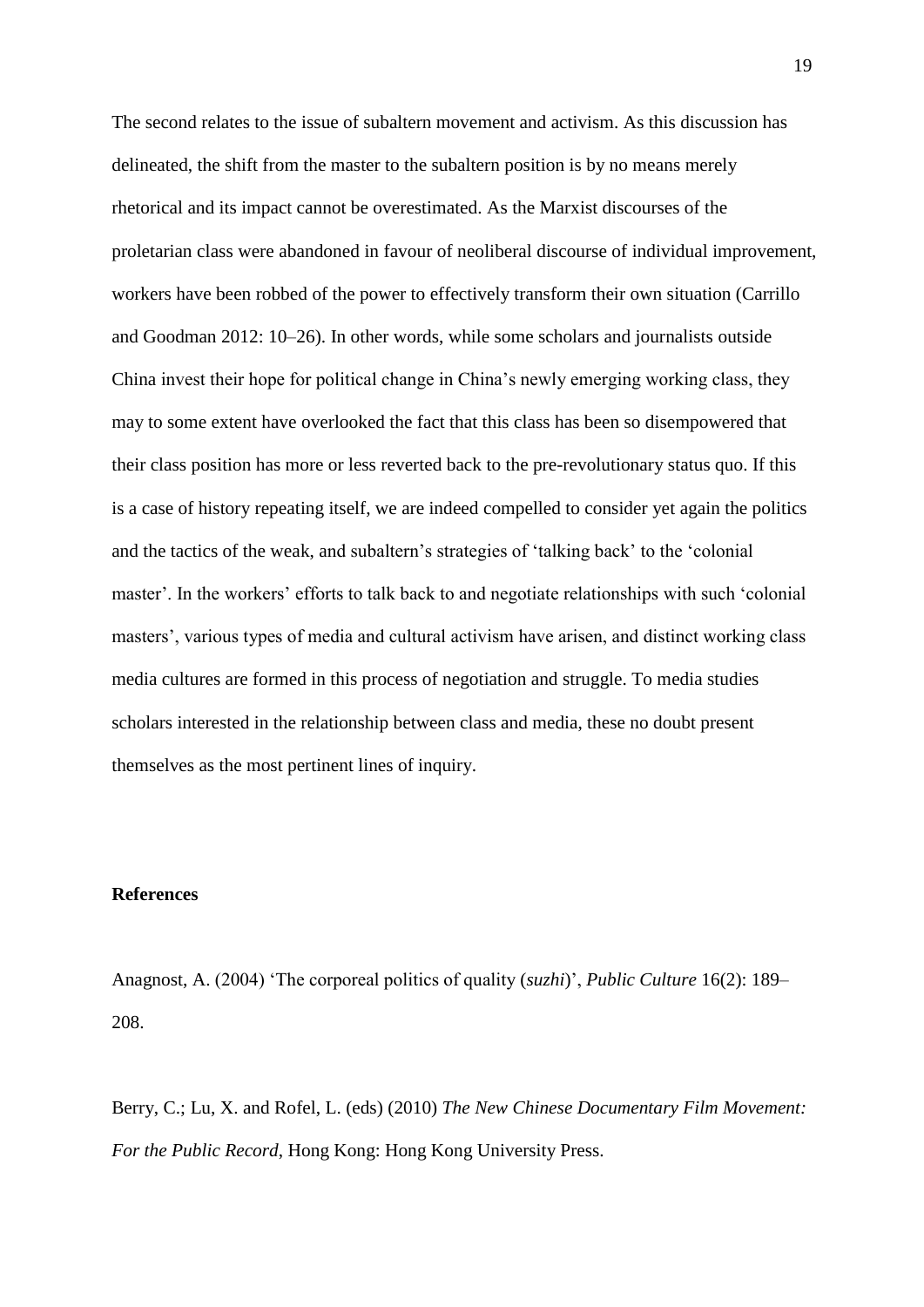The second relates to the issue of subaltern movement and activism. As this discussion has delineated, the shift from the master to the subaltern position is by no means merely rhetorical and its impact cannot be overestimated. As the Marxist discourses of the proletarian class were abandoned in favour of neoliberal discourse of individual improvement, workers have been robbed of the power to effectively transform their own situation (Carrillo and Goodman 2012: 10–26). In other words, while some scholars and journalists outside China invest their hope for political change in China's newly emerging working class, they may to some extent have overlooked the fact that this class has been so disempowered that their class position has more or less reverted back to the pre-revolutionary status quo. If this is a case of history repeating itself, we are indeed compelled to consider yet again the politics and the tactics of the weak, and subaltern's strategies of 'talking back' to the 'colonial master'. In the workers' efforts to talk back to and negotiate relationships with such 'colonial masters', various types of media and cultural activism have arisen, and distinct working class media cultures are formed in this process of negotiation and struggle. To media studies scholars interested in the relationship between class and media, these no doubt present themselves as the most pertinent lines of inquiry.

**References**

Anagnost, A. (2004) 'The corporeal politics of quality (*suzhi*)', *Public Culture* 16(2): 189–208.

Berry, C.; Lu, X. and Rofel, L. (eds) (2010) *The New Chinese Documentary Film Movement: For the Public Record*, Hong Kong: Hong Kong University Press.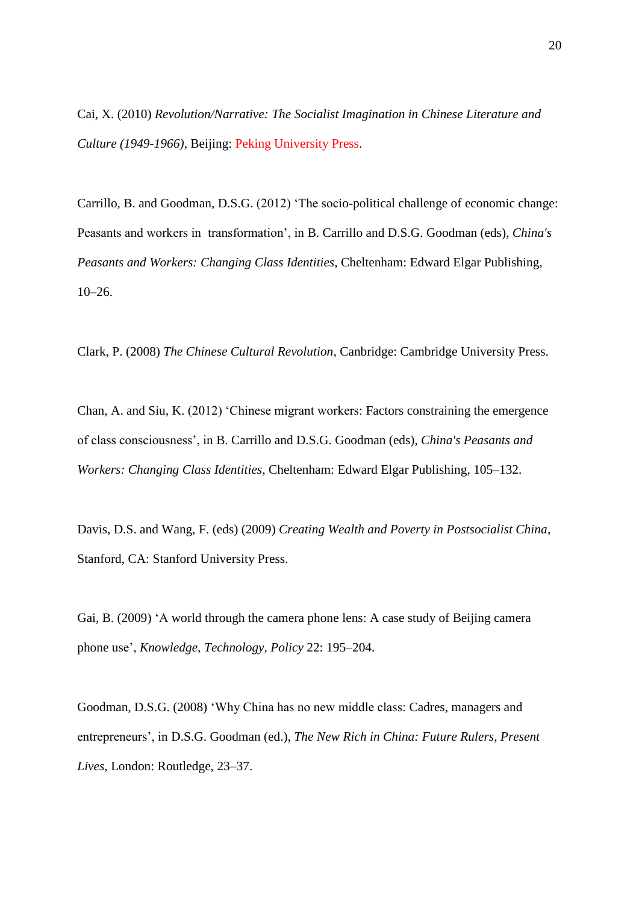Cai, X. (2010) *Revolution/Narrative: The Socialist Imagination in Chinese Literature and Culture (1949-1966)*, Beijing: Peking University Press.

Carrillo, B. and Goodman, D.S.G. (2012) ‘The socio-political challenge of economic change: Peasants and workers in  transformation’, in B. Carrillo and D.S.G. Goodman (eds), *China's Peasants and Workers: Changing Class Identities*, Cheltenham: Edward Elgar Publishing, 10–26.

Clark, P. (2008) *The Chinese Cultural Revolution*, Canbridge: Cambridge University Press.

Chan, A. and Siu, K. (2012) ‘Chinese migrant workers: Factors constraining the emergence of class consciousness’, in B. Carrillo and D.S.G. Goodman (eds), *China's Peasants and Workers: Changing Class Identities*, Cheltenham: Edward Elgar Publishing, 105–132.

Davis, D.S. and Wang, F. (eds) (2009) *Creating Wealth and Poverty in Postsocialist China*, Stanford, CA: Stanford University Press.

Gai, B. (2009) ‘A world through the camera phone lens: A case study of Beijing camera phone use’, *Knowledge, Technology, Policy* 22: 195–204.

Goodman, D.S.G. (2008) ‘Why China has no new middle class: Cadres, managers and entrepreneurs’, in D.S.G. Goodman (ed.), *The New Rich in China: Future Rulers, Present Lives*, London: Routledge, 23–37.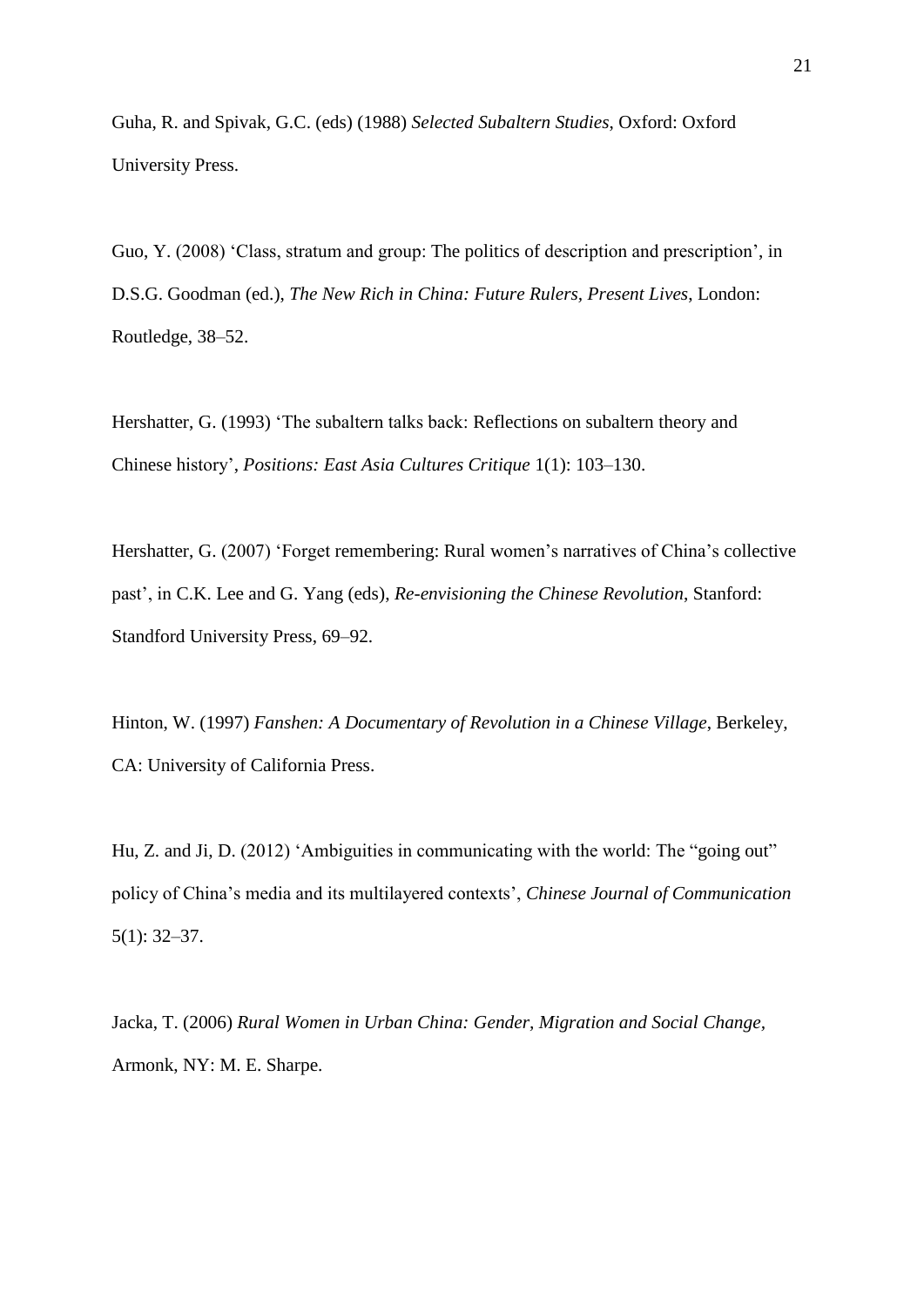Guha, R. and Spivak, G.C. (eds) (1988) *Selected Subaltern Studies*, Oxford: Oxford University Press.

Guo, Y. (2008) 'Class, stratum and group: The politics of description and prescription', in D.S.G. Goodman (ed.), *The New Rich in China: Future Rulers, Present Lives*, London: Routledge, 38–52.

Hershatter, G. (1993) 'The subaltern talks back: Reflections on subaltern theory and Chinese history', *Positions: East Asia Cultures Critique* 1(1): 103–130.

Hershatter, G. (2007) 'Forget remembering: Rural women's narratives of China's collective past', in C.K. Lee and G. Yang (eds), *Re-envisioning the Chinese Revolution*, Stanford: Standford University Press, 69–92.

Hinton, W. (1997) *Fanshen: A Documentary of Revolution in a Chinese Village*, Berkeley, CA: University of California Press.

Hu, Z. and Ji, D. (2012) 'Ambiguities in communicating with the world: The "going out" policy of China's media and its multilayered contexts', *Chinese Journal of Communication* 5(1): 32–37.

Jacka, T. (2006) *Rural Women in Urban China: Gender, Migration and Social Change*, Armonk, NY: M. E. Sharpe.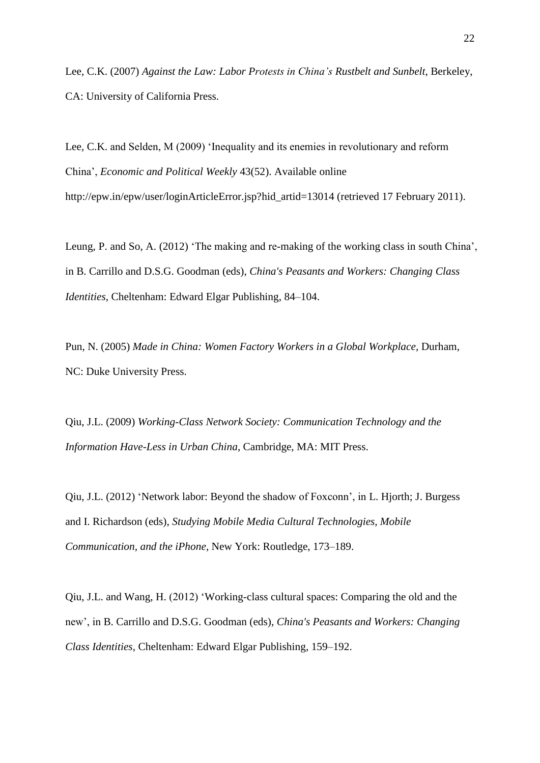Lee, C.K. (2007) *Against the Law: Labor Protests in China's Rustbelt and Sunbelt*, Berkeley, CA: University of California Press.

Lee, C.K. and Selden, M (2009) 'Inequality and its enemies in revolutionary and reform China', *Economic and Political Weekly* 43(52). Available online http://epw.in/epw/user/loginArticleError.jsp?hid_artid=13014 (retrieved 17 February 2011).

Leung, P. and So, A. (2012) 'The making and re-making of the working class in south China', in B. Carrillo and D.S.G. Goodman (eds), *China's Peasants and Workers: Changing Class Identities*, Cheltenham: Edward Elgar Publishing, 84–104.

Pun, N. (2005) *Made in China: Women Factory Workers in a Global Workplace*, Durham, NC: Duke University Press.

Qiu, J.L. (2009) *Working-Class Network Society: Communication Technology and the Information Have-Less in Urban China*, Cambridge, MA: MIT Press.

Qiu, J.L. (2012) 'Network labor: Beyond the shadow of Foxconn', in L. Hjorth; J. Burgess and I. Richardson (eds), *Studying Mobile Media Cultural Technologies, Mobile Communication, and the iPhone*, New York: Routledge, 173–189.

Qiu, J.L. and Wang, H. (2012) 'Working-class cultural spaces: Comparing the old and the new', in B. Carrillo and D.S.G. Goodman (eds), *China's Peasants and Workers: Changing Class Identities*, Cheltenham: Edward Elgar Publishing, 159–192.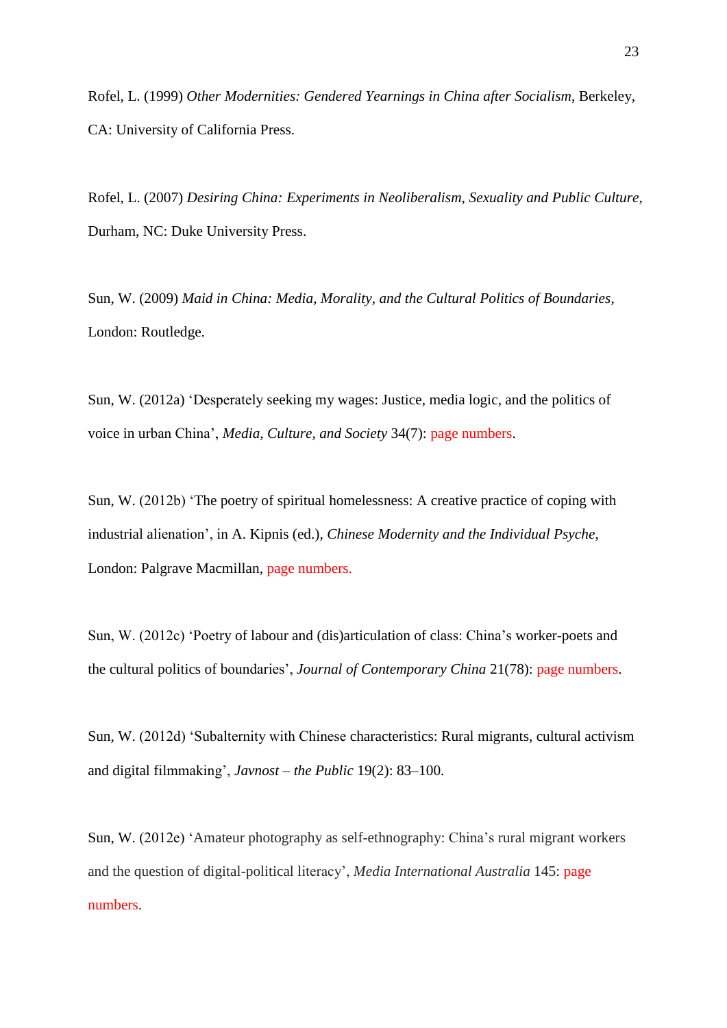Rofel, L. (1999) *Other Modernities: Gendered Yearnings in China after Socialism*, Berkeley, CA: University of California Press.

Rofel, L. (2007) *Desiring China: Experiments in Neoliberalism, Sexuality and Public Culture*, Durham, NC: Duke University Press.

Sun, W. (2009) *Maid in China: Media, Morality, and the Cultural Politics of Boundaries*, London: Routledge.

Sun, W. (2012a) 'Desperately seeking my wages: Justice, media logic, and the politics of voice in urban China', *Media, Culture, and Society* 34(7): page numbers.

Sun, W. (2012b) 'The poetry of spiritual homelessness: A creative practice of coping with industrial alienation', in A. Kipnis (ed.), *Chinese Modernity and the Individual Psyche*, London: Palgrave Macmillan, page numbers.

Sun, W. (2012c) 'Poetry of labour and (dis)articulation of class: China's worker-poets and the cultural politics of boundaries', *Journal of Contemporary China* 21(78): page numbers.

Sun, W. (2012d) 'Subalternity with Chinese characteristics: Rural migrants, cultural activism and digital filmmaking', *Javnost – the Public* 19(2): 83–100.

Sun, W. (2012e) 'Amateur photography as self-ethnography: China's rural migrant workers and the question of digital-political literacy', *Media International Australia* 145: page numbers.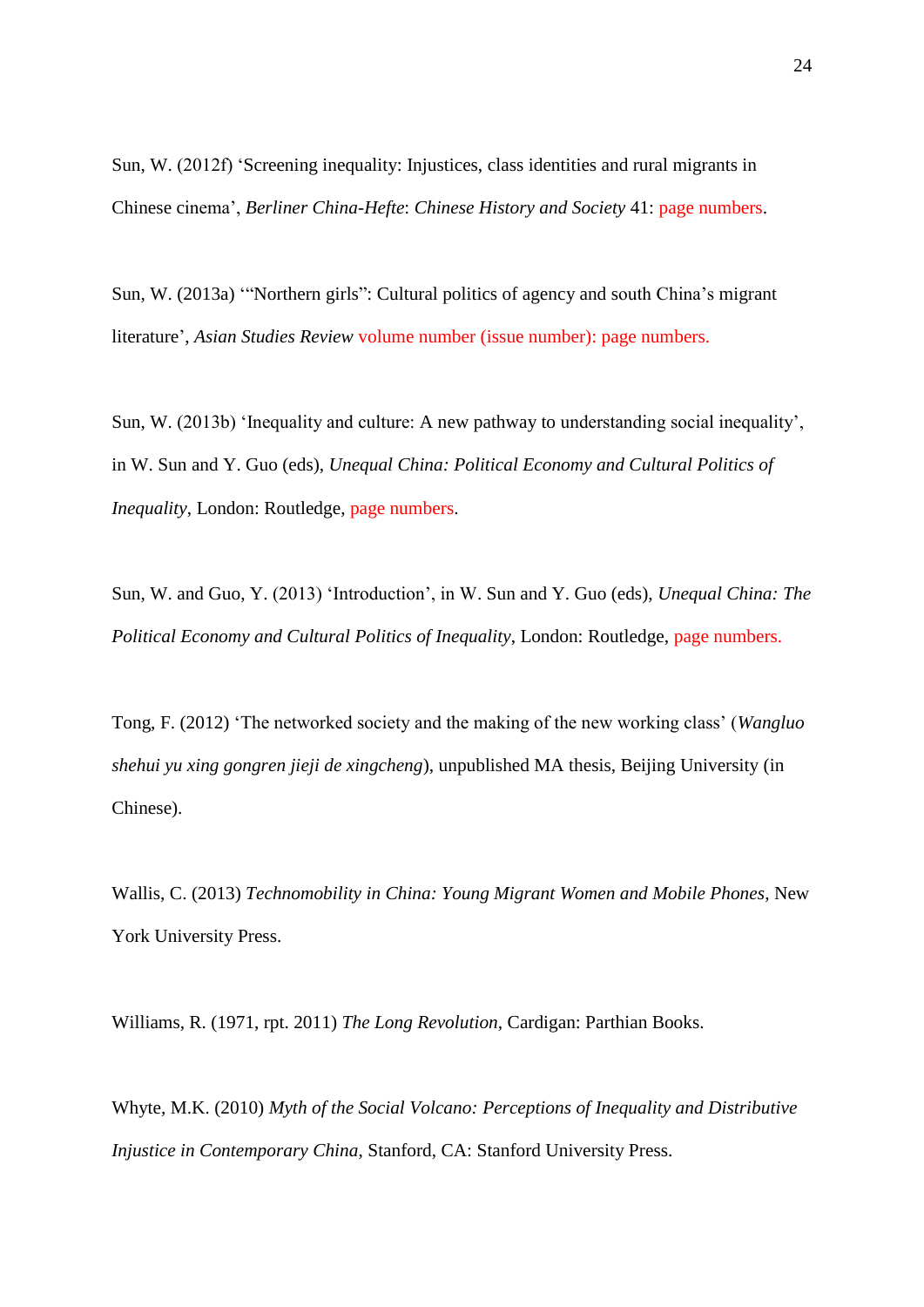Sun, W. (2012f) ‘Screening inequality: Injustices, class identities and rural migrants in Chinese cinema’, *Berliner China-Hefte*: *Chinese History and Society* 41: page numbers.

Sun, W. (2013a) ‘“Northern girls”: Cultural politics of agency and south China’s migrant literature’, *Asian Studies Review* volume number (issue number): page numbers.

Sun, W. (2013b) ‘Inequality and culture: A new pathway to understanding social inequality’, in W. Sun and Y. Guo (eds), *Unequal China: Political Economy and Cultural Politics of Inequality*, London: Routledge, page numbers.

Sun, W. and Guo, Y. (2013) ‘Introduction’, in W. Sun and Y. Guo (eds), *Unequal China: The Political Economy and Cultural Politics of Inequality*, London: Routledge, page numbers.

Tong, F. (2012) ‘The networked society and the making of the new working class’ (*Wangluo shehui yu xing gongren jieji de xingcheng*), unpublished MA thesis, Beijing University (in Chinese).

Wallis, C. (2013) *Technomobility in China: Young Migrant Women and Mobile Phones*, New York University Press.

Williams, R. (1971, rpt. 2011) *The Long Revolution*, Cardigan: Parthian Books.

Whyte, M.K. (2010) *Myth of the Social Volcano: Perceptions of Inequality and Distributive Injustice in Contemporary China*, Stanford, CA: Stanford University Press.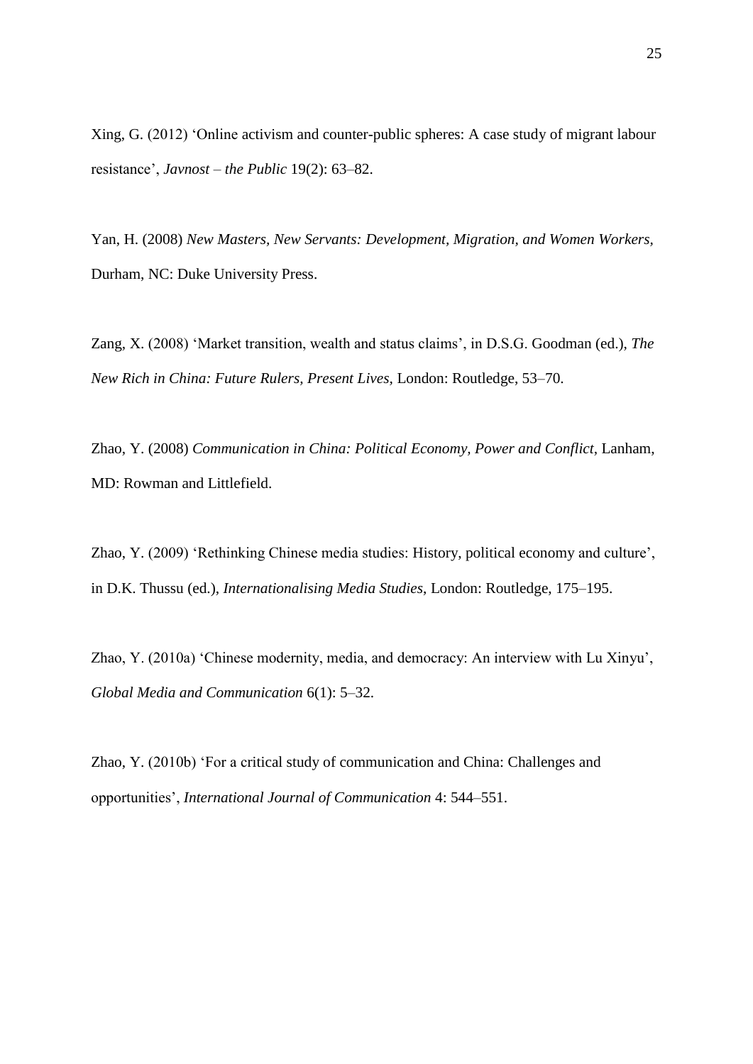Xing, G. (2012) ‘Online activism and counter-public spheres: A case study of migrant labour resistance’, *Javnost – the Public* 19(2): 63–82.

Yan, H. (2008) *New Masters, New Servants: Development, Migration, and Women Workers*, Durham, NC: Duke University Press.

Zang, X. (2008) ‘Market transition, wealth and status claims’, in D.S.G. Goodman (ed.), *The New Rich in China: Future Rulers, Present Lives*, London: Routledge, 53–70.

Zhao, Y. (2008) *Communication in China: Political Economy, Power and Conflict*, Lanham, MD: Rowman and Littlefield.

Zhao, Y. (2009) ‘Rethinking Chinese media studies: History, political economy and culture’, in D.K. Thussu (ed.), *Internationalising Media Studies*, London: Routledge, 175–195.

Zhao, Y. (2010a) ‘Chinese modernity, media, and democracy: An interview with Lu Xinyu’, *Global Media and Communication* 6(1): 5–32.

Zhao, Y. (2010b) ‘For a critical study of communication and China: Challenges and opportunities’, *International Journal of Communication* 4: 544–551.